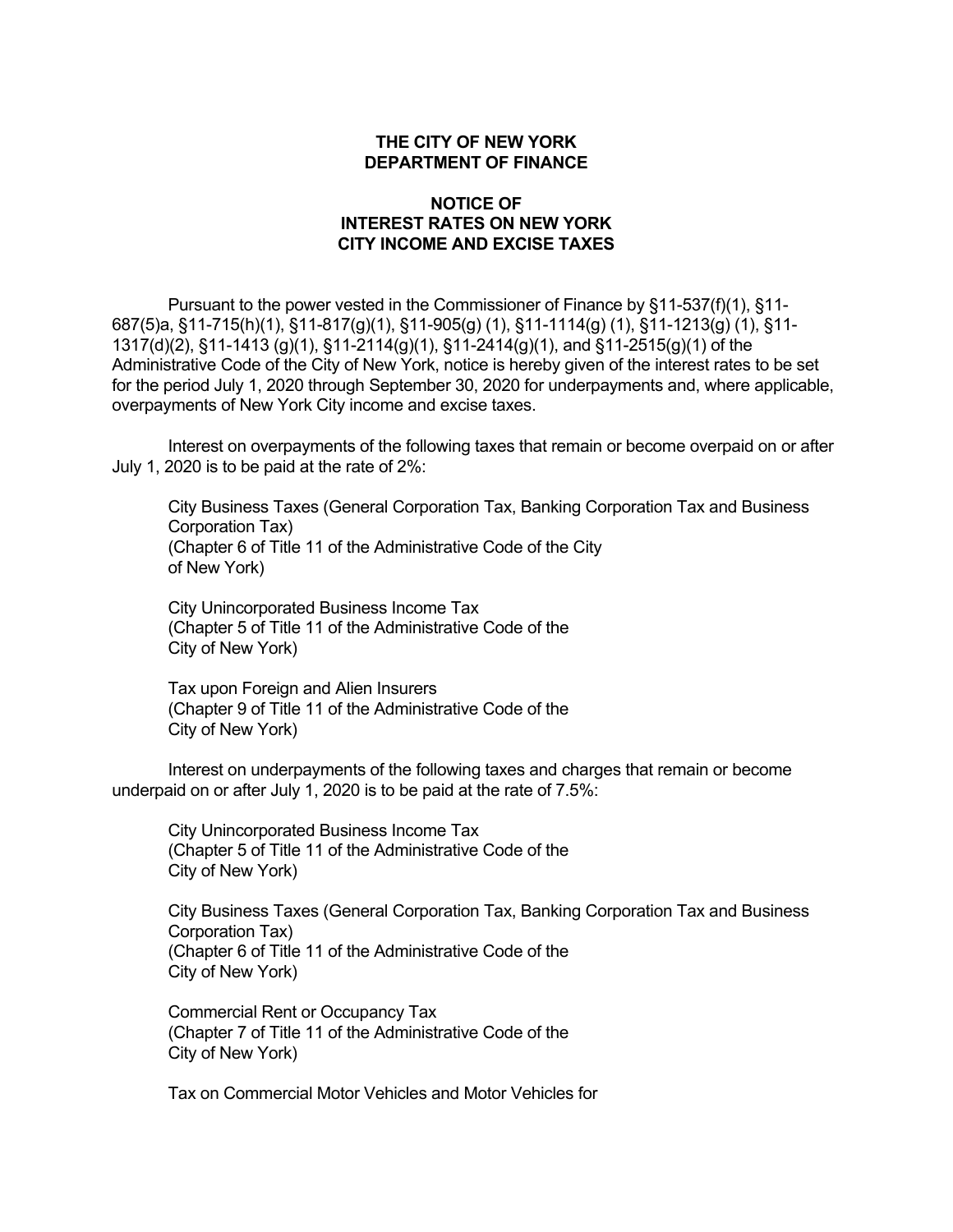**THE CITY OF NEW YORK**
**DEPARTMENT OF FINANCE**

**NOTICE OF**
**INTEREST RATES ON NEW YORK**
**CITY INCOME AND EXCISE TAXES**

Pursuant to the power vested in the Commissioner of Finance by §11-537(f)(1), §11-687(5)a, §11-715(h)(1), §11-817(g)(1), §11-905(g) (1), §11-1114(g) (1), §11-1213(g) (1), §11-1317(d)(2), §11-1413 (g)(1), §11-2114(g)(1), §11-2414(g)(1), and §11-2515(g)(1) of the Administrative Code of the City of New York, notice is hereby given of the interest rates to be set for the period July 1, 2020 through September 30, 2020 for underpayments and, where applicable, overpayments of New York City income and excise taxes.

Interest on overpayments of the following taxes that remain or become overpaid on or after July 1, 2020 is to be paid at the rate of 2%:

City Business Taxes (General Corporation Tax, Banking Corporation Tax and Business Corporation Tax)
(Chapter 6 of Title 11 of the Administrative Code of the City of New York)

City Unincorporated Business Income Tax
(Chapter 5 of Title 11 of the Administrative Code of the City of New York)

Tax upon Foreign and Alien Insurers
(Chapter 9 of Title 11 of the Administrative Code of the City of New York)

Interest on underpayments of the following taxes and charges that remain or become underpaid on or after July 1, 2020 is to be paid at the rate of 7.5%:

City Unincorporated Business Income Tax
(Chapter 5 of Title 11 of the Administrative Code of the City of New York)

City Business Taxes (General Corporation Tax, Banking Corporation Tax and Business Corporation Tax)
(Chapter 6 of Title 11 of the Administrative Code of the City of New York)

Commercial Rent or Occupancy Tax
(Chapter 7 of Title 11 of the Administrative Code of the City of New York)

Tax on Commercial Motor Vehicles and Motor Vehicles for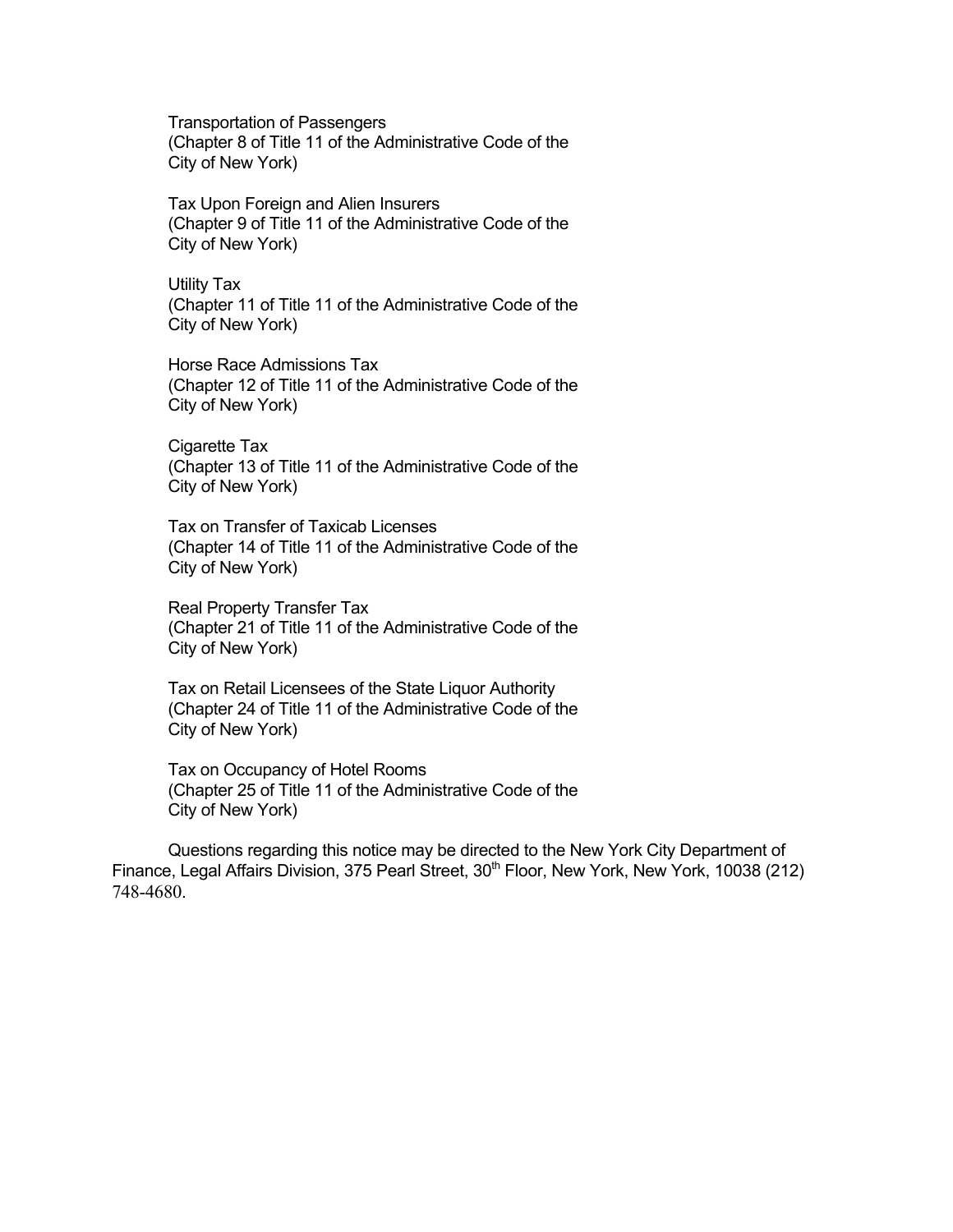Transportation of Passengers
(Chapter 8 of Title 11 of the Administrative Code of the City of New York)

Tax Upon Foreign and Alien Insurers
(Chapter 9 of Title 11 of the Administrative Code of the City of New York)

Utility Tax
(Chapter 11 of Title 11 of the Administrative Code of the City of New York)

Horse Race Admissions Tax
(Chapter 12 of Title 11 of the Administrative Code of the City of New York)

Cigarette Tax
(Chapter 13 of Title 11 of the Administrative Code of the City of New York)

Tax on Transfer of Taxicab Licenses
(Chapter 14 of Title 11 of the Administrative Code of the City of New York)

Real Property Transfer Tax
(Chapter 21 of Title 11 of the Administrative Code of the City of New York)

Tax on Retail Licensees of the State Liquor Authority
(Chapter 24 of Title 11 of the Administrative Code of the City of New York)

Tax on Occupancy of Hotel Rooms
(Chapter 25 of Title 11 of the Administrative Code of the City of New York)

Questions regarding this notice may be directed to the New York City Department of Finance, Legal Affairs Division, 375 Pearl Street, 30th Floor, New York, New York, 10038 (212) 748-4680.